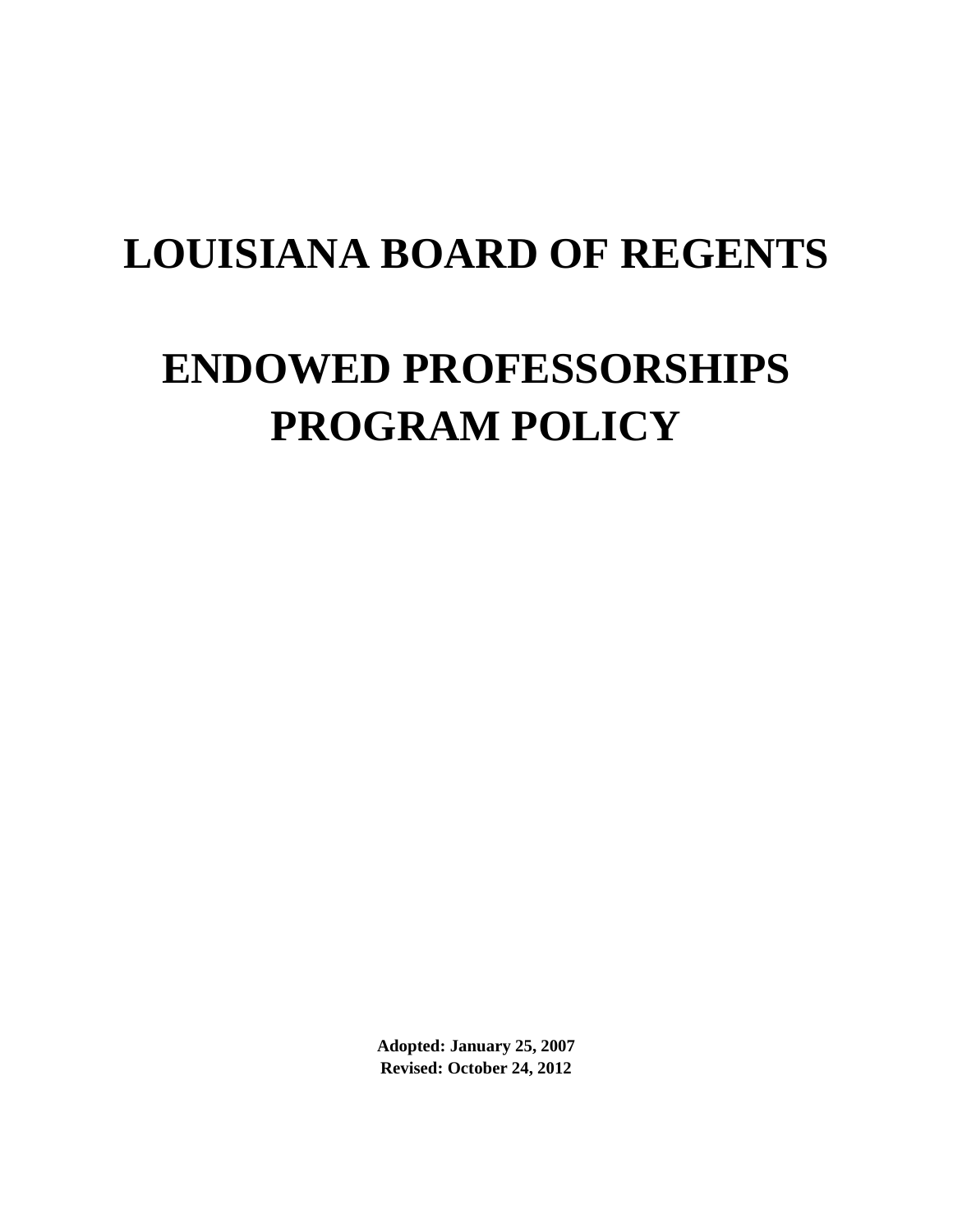# LOUISIANA BOARD OF REGENTS

# ENDOWED PROFESSORSHIPS PROGRAM POLICY

**Adopted: January 25, 2007**
**Revised: October 24, 2012**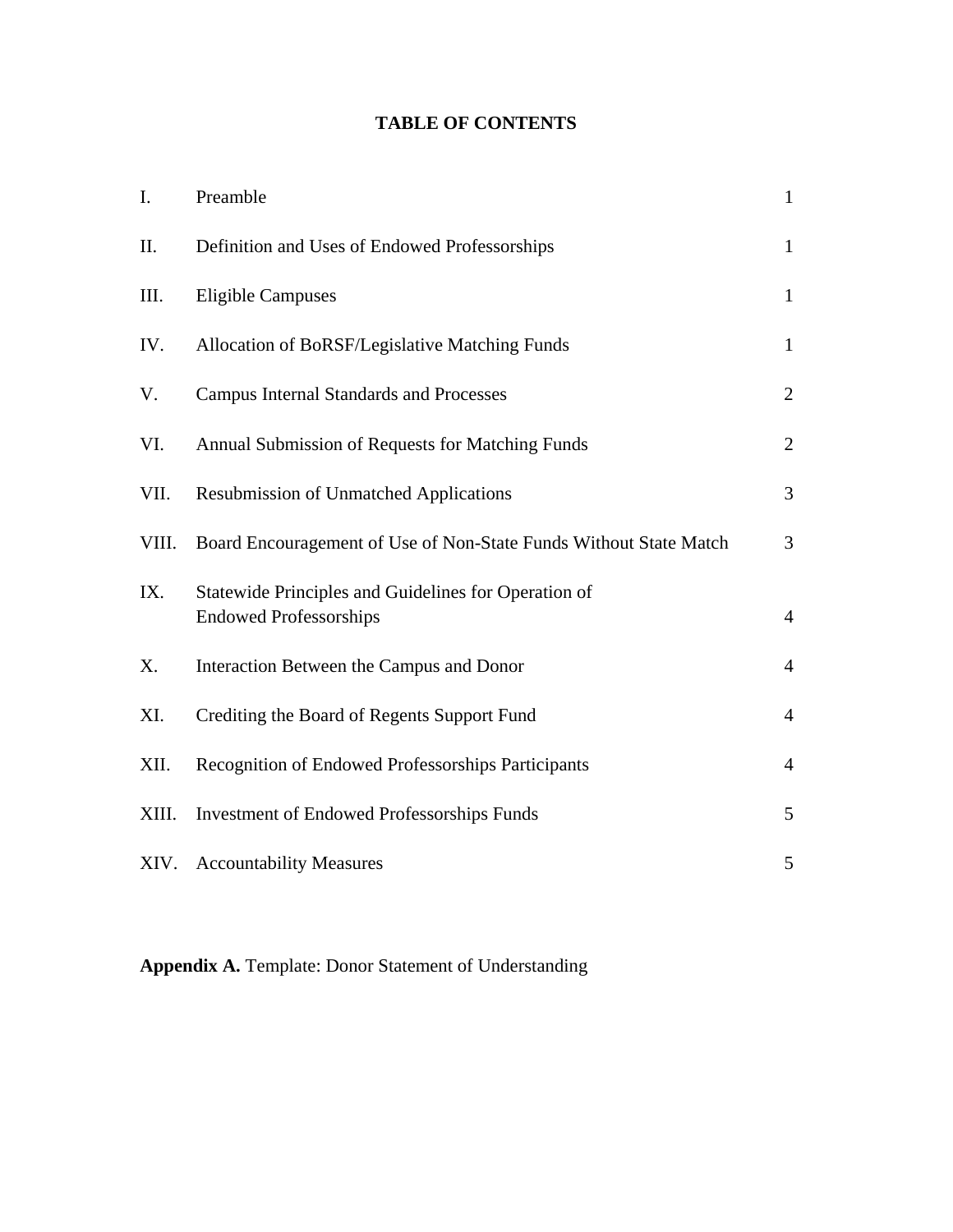# TABLE OF CONTENTS

| | | |
|---|---|---|
| I. | Preamble | 1 |
| II. | Definition and Uses of Endowed Professorships | 1 |
| III. | Eligible Campuses | 1 |
| IV. | Allocation of BoRSF/Legislative Matching Funds | 1 |
| V. | Campus Internal Standards and Processes | 2 |
| VI. | Annual Submission of Requests for Matching Funds | 2 |
| VII. | Resubmission of Unmatched Applications | 3 |
| VIII. | Board Encouragement of Use of Non-State Funds Without State Match | 3 |
| IX. | Statewide Principles and Guidelines for Operation of Endowed Professorships | 4 |
| X. | Interaction Between the Campus and Donor | 4 |
| XI. | Crediting the Board of Regents Support Fund | 4 |
| XII. | Recognition of Endowed Professorships Participants | 4 |
| XIII. | Investment of Endowed Professorships Funds | 5 |
| XIV. | Accountability Measures | 5 |

**Appendix A.** Template: Donor Statement of Understanding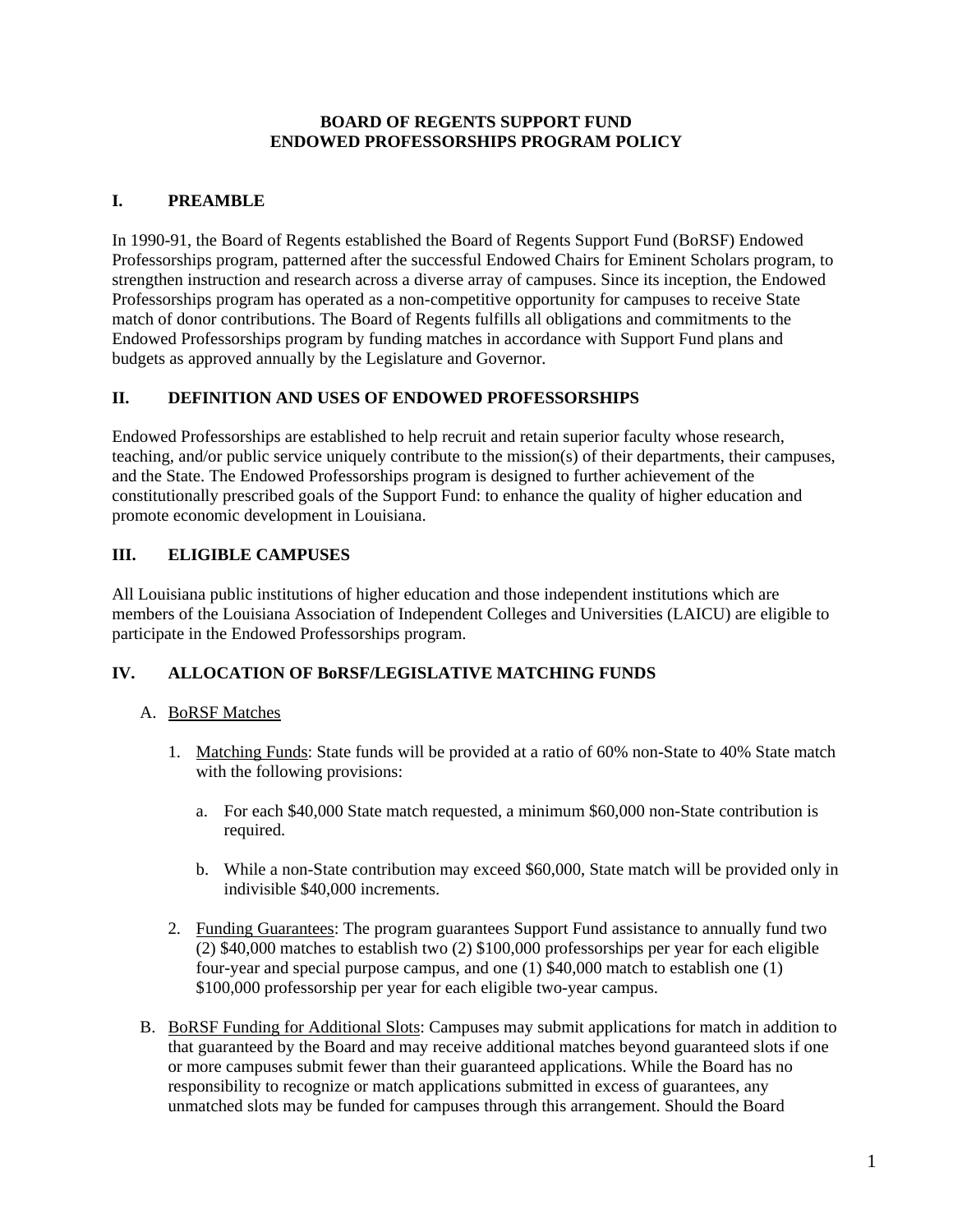**BOARD OF REGENTS SUPPORT FUND**
**ENDOWED PROFESSORSHIPS PROGRAM POLICY**

## I. PREAMBLE

In 1990-91, the Board of Regents established the Board of Regents Support Fund (BoRSF) Endowed Professorships program, patterned after the successful Endowed Chairs for Eminent Scholars program, to strengthen instruction and research across a diverse array of campuses. Since its inception, the Endowed Professorships program has operated as a non-competitive opportunity for campuses to receive State match of donor contributions. The Board of Regents fulfills all obligations and commitments to the Endowed Professorships program by funding matches in accordance with Support Fund plans and budgets as approved annually by the Legislature and Governor.

## II. DEFINITION AND USES OF ENDOWED PROFESSORSHIPS

Endowed Professorships are established to help recruit and retain superior faculty whose research, teaching, and/or public service uniquely contribute to the mission(s) of their departments, their campuses, and the State. The Endowed Professorships program is designed to further achievement of the constitutionally prescribed goals of the Support Fund: to enhance the quality of higher education and promote economic development in Louisiana.

## III. ELIGIBLE CAMPUSES

All Louisiana public institutions of higher education and those independent institutions which are members of the Louisiana Association of Independent Colleges and Universities (LAICU) are eligible to participate in the Endowed Professorships program.

## IV. ALLOCATION OF BoRSF/LEGISLATIVE MATCHING FUNDS

A. <u>BoRSF Matches</u>

1. <u>Matching Funds</u>: State funds will be provided at a ratio of 60% non-State to 40% State match with the following provisions:

   a. For each $40,000 State match requested, a minimum $60,000 non-State contribution is required.

   b. While a non-State contribution may exceed $60,000, State match will be provided only in indivisible $40,000 increments.

2. <u>Funding Guarantees</u>: The program guarantees Support Fund assistance to annually fund two (2) $40,000 matches to establish two (2) $100,000 professorships per year for each eligible four-year and special purpose campus, and one (1) $40,000 match to establish one (1) $100,000 professorship per year for each eligible two-year campus.

B. <u>BoRSF Funding for Additional Slots</u>: Campuses may submit applications for match in addition to that guaranteed by the Board and may receive additional matches beyond guaranteed slots if one or more campuses submit fewer than their guaranteed applications. While the Board has no responsibility to recognize or match applications submitted in excess of guarantees, any unmatched slots may be funded for campuses through this arrangement. Should the Board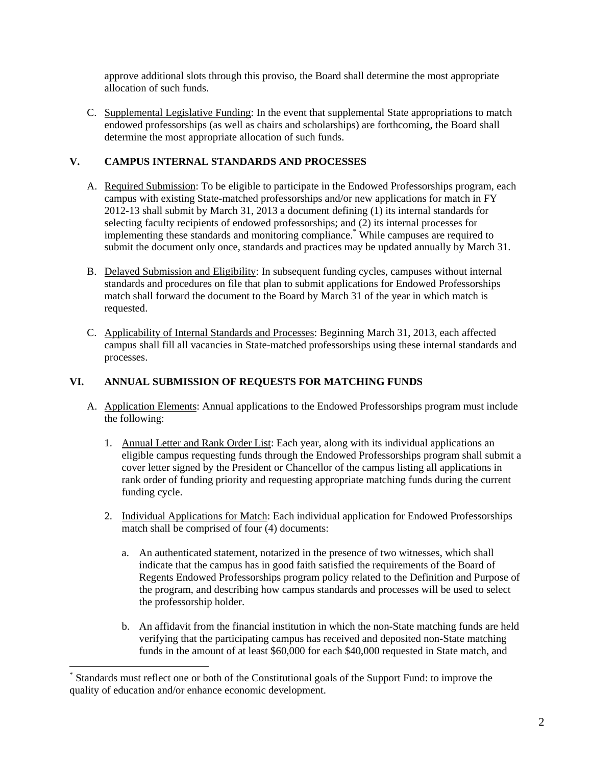approve additional slots through this proviso, the Board shall determine the most appropriate allocation of such funds.

C. Supplemental Legislative Funding: In the event that supplemental State appropriations to match endowed professorships (as well as chairs and scholarships) are forthcoming, the Board shall determine the most appropriate allocation of such funds.

## V. CAMPUS INTERNAL STANDARDS AND PROCESSES

A. Required Submission: To be eligible to participate in the Endowed Professorships program, each campus with existing State-matched professorships and/or new applications for match in FY 2012-13 shall submit by March 31, 2013 a document defining (1) its internal standards for selecting faculty recipients of endowed professorships; and (2) its internal processes for implementing these standards and monitoring compliance.[*] While campuses are required to submit the document only once, standards and practices may be updated annually by March 31.

B. Delayed Submission and Eligibility: In subsequent funding cycles, campuses without internal standards and procedures on file that plan to submit applications for Endowed Professorships match shall forward the document to the Board by March 31 of the year in which match is requested.

C. Applicability of Internal Standards and Processes: Beginning March 31, 2013, each affected campus shall fill all vacancies in State-matched professorships using these internal standards and processes.

## VI. ANNUAL SUBMISSION OF REQUESTS FOR MATCHING FUNDS

A. Application Elements: Annual applications to the Endowed Professorships program must include the following:

1. Annual Letter and Rank Order List: Each year, along with its individual applications an eligible campus requesting funds through the Endowed Professorships program shall submit a cover letter signed by the President or Chancellor of the campus listing all applications in rank order of funding priority and requesting appropriate matching funds during the current funding cycle.

2. Individual Applications for Match: Each individual application for Endowed Professorships match shall be comprised of four (4) documents:

   a. An authenticated statement, notarized in the presence of two witnesses, which shall indicate that the campus has in good faith satisfied the requirements of the Board of Regents Endowed Professorships program policy related to the Definition and Purpose of the program, and describing how campus standards and processes will be used to select the professorship holder.

   b. An affidavit from the financial institution in which the non-State matching funds are held verifying that the participating campus has received and deposited non-State matching funds in the amount of at least $60,000 for each $40,000 requested in State match, and

[*] Standards must reflect one or both of the Constitutional goals of the Support Fund: to improve the quality of education and/or enhance economic development.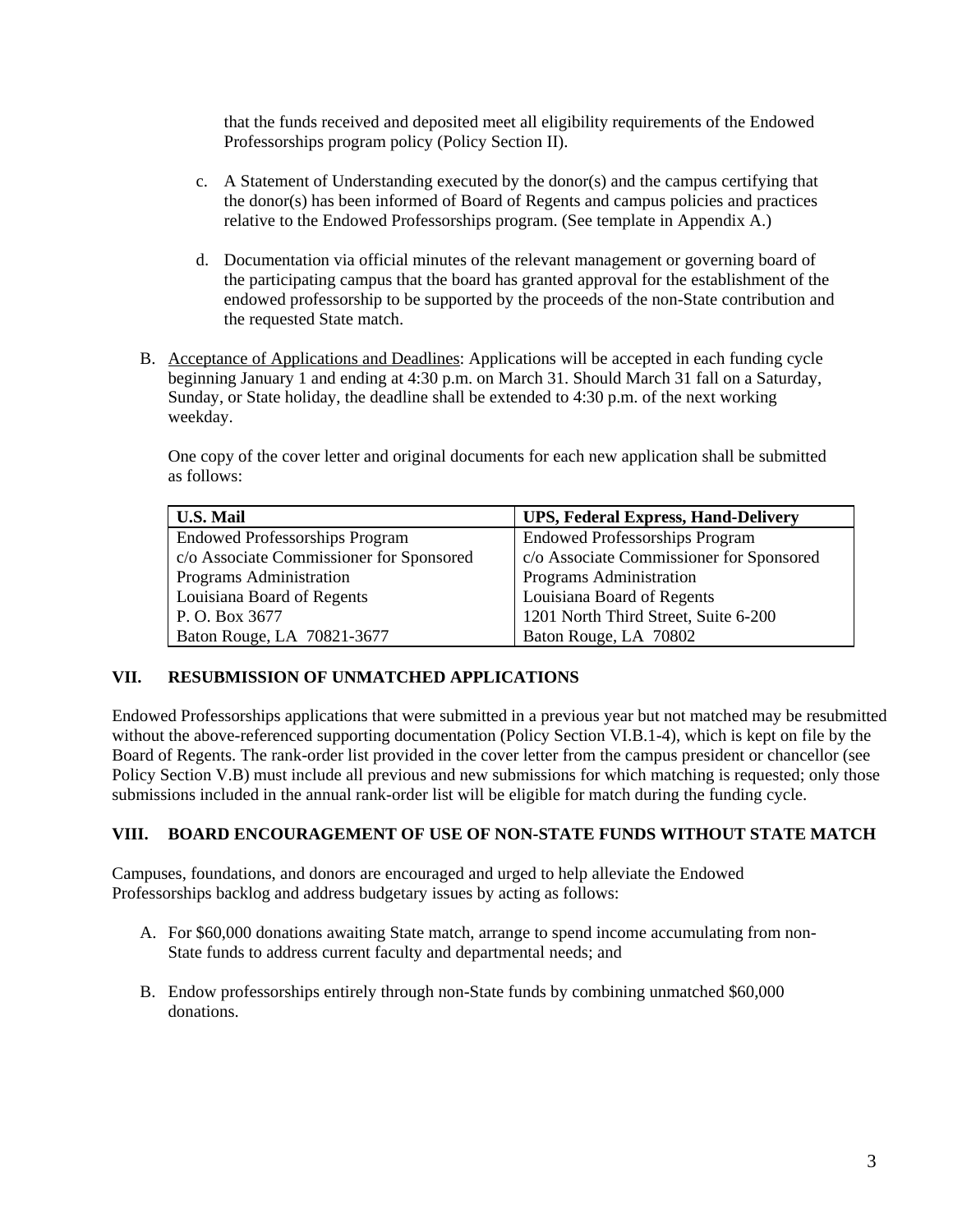that the funds received and deposited meet all eligibility requirements of the Endowed Professorships program policy (Policy Section II).

c. A Statement of Understanding executed by the donor(s) and the campus certifying that the donor(s) has been informed of Board of Regents and campus policies and practices relative to the Endowed Professorships program. (See template in Appendix A.)

d. Documentation via official minutes of the relevant management or governing board of the participating campus that the board has granted approval for the establishment of the endowed professorship to be supported by the proceeds of the non-State contribution and the requested State match.

B. Acceptance of Applications and Deadlines: Applications will be accepted in each funding cycle beginning January 1 and ending at 4:30 p.m. on March 31. Should March 31 fall on a Saturday, Sunday, or State holiday, the deadline shall be extended to 4:30 p.m. of the next working weekday.

One copy of the cover letter and original documents for each new application shall be submitted as follows:

| U.S. Mail | UPS, Federal Express, Hand-Delivery |
|---|---|
| Endowed Professorships Program<br>c/o Associate Commissioner for Sponsored Programs Administration<br>Louisiana Board of Regents<br>P. O. Box 3677<br>Baton Rouge, LA 70821-3677 | Endowed Professorships Program<br>c/o Associate Commissioner for Sponsored Programs Administration<br>Louisiana Board of Regents<br>1201 North Third Street, Suite 6-200<br>Baton Rouge, LA 70802 |

## VII. RESUBMISSION OF UNMATCHED APPLICATIONS

Endowed Professorships applications that were submitted in a previous year but not matched may be resubmitted without the above-referenced supporting documentation (Policy Section VI.B.1-4), which is kept on file by the Board of Regents. The rank-order list provided in the cover letter from the campus president or chancellor (see Policy Section V.B) must include all previous and new submissions for which matching is requested; only those submissions included in the annual rank-order list will be eligible for match during the funding cycle.

## VIII. BOARD ENCOURAGEMENT OF USE OF NON-STATE FUNDS WITHOUT STATE MATCH

Campuses, foundations, and donors are encouraged and urged to help alleviate the Endowed Professorships backlog and address budgetary issues by acting as follows:

A. For $60,000 donations awaiting State match, arrange to spend income accumulating from non-State funds to address current faculty and departmental needs; and

B. Endow professorships entirely through non-State funds by combining unmatched $60,000 donations.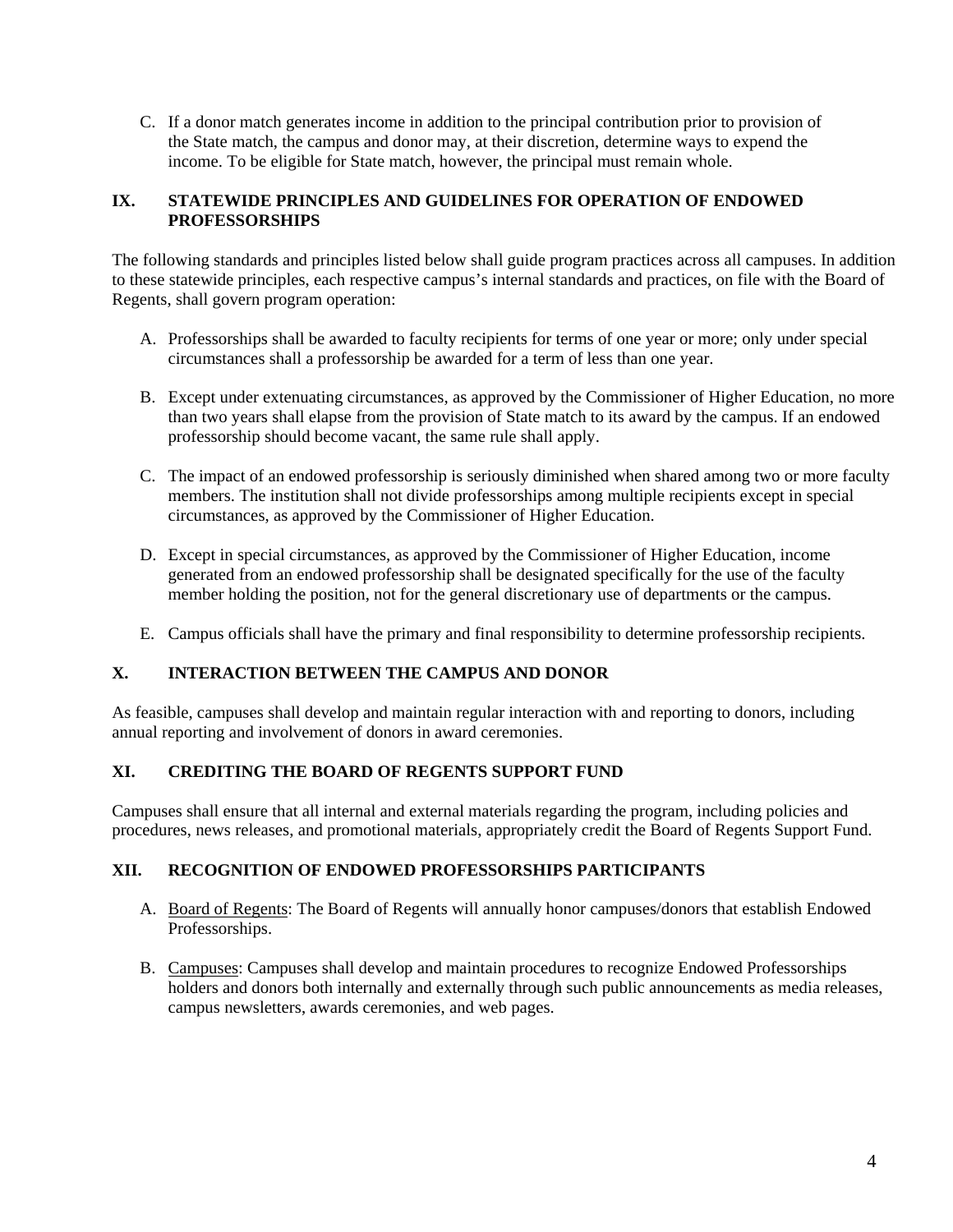C. If a donor match generates income in addition to the principal contribution prior to provision of the State match, the campus and donor may, at their discretion, determine ways to expend the income. To be eligible for State match, however, the principal must remain whole.

## IX. STATEWIDE PRINCIPLES AND GUIDELINES FOR OPERATION OF ENDOWED PROFESSORSHIPS

The following standards and principles listed below shall guide program practices across all campuses. In addition to these statewide principles, each respective campus's internal standards and practices, on file with the Board of Regents, shall govern program operation:

A. Professorships shall be awarded to faculty recipients for terms of one year or more; only under special circumstances shall a professorship be awarded for a term of less than one year.

B. Except under extenuating circumstances, as approved by the Commissioner of Higher Education, no more than two years shall elapse from the provision of State match to its award by the campus. If an endowed professorship should become vacant, the same rule shall apply.

C. The impact of an endowed professorship is seriously diminished when shared among two or more faculty members. The institution shall not divide professorships among multiple recipients except in special circumstances, as approved by the Commissioner of Higher Education.

D. Except in special circumstances, as approved by the Commissioner of Higher Education, income generated from an endowed professorship shall be designated specifically for the use of the faculty member holding the position, not for the general discretionary use of departments or the campus.

E. Campus officials shall have the primary and final responsibility to determine professorship recipients.

## X. INTERACTION BETWEEN THE CAMPUS AND DONOR

As feasible, campuses shall develop and maintain regular interaction with and reporting to donors, including annual reporting and involvement of donors in award ceremonies.

## XI. CREDITING THE BOARD OF REGENTS SUPPORT FUND

Campuses shall ensure that all internal and external materials regarding the program, including policies and procedures, news releases, and promotional materials, appropriately credit the Board of Regents Support Fund.

## XII. RECOGNITION OF ENDOWED PROFESSORSHIPS PARTICIPANTS

A. Board of Regents: The Board of Regents will annually honor campuses/donors that establish Endowed Professorships.

B. Campuses: Campuses shall develop and maintain procedures to recognize Endowed Professorships holders and donors both internally and externally through such public announcements as media releases, campus newsletters, awards ceremonies, and web pages.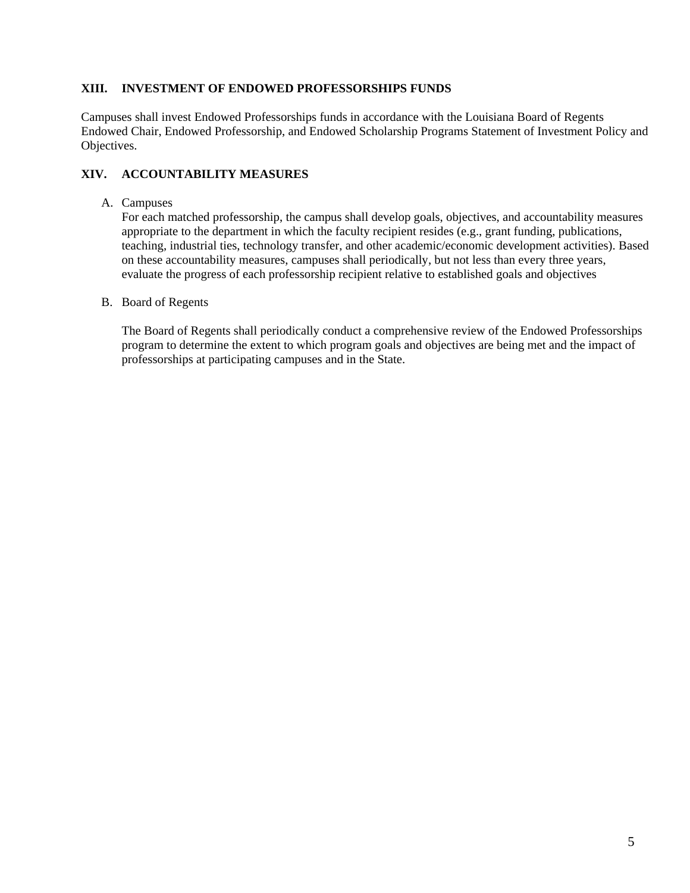## XIII. INVESTMENT OF ENDOWED PROFESSORSHIPS FUNDS

Campuses shall invest Endowed Professorships funds in accordance with the Louisiana Board of Regents Endowed Chair, Endowed Professorship, and Endowed Scholarship Programs Statement of Investment Policy and Objectives.

## XIV. ACCOUNTABILITY MEASURES

A. Campuses
   For each matched professorship, the campus shall develop goals, objectives, and accountability measures appropriate to the department in which the faculty recipient resides (e.g., grant funding, publications, teaching, industrial ties, technology transfer, and other academic/economic development activities). Based on these accountability measures, campuses shall periodically, but not less than every three years, evaluate the progress of each professorship recipient relative to established goals and objectives

B. Board of Regents

   The Board of Regents shall periodically conduct a comprehensive review of the Endowed Professorships program to determine the extent to which program goals and objectives are being met and the impact of professorships at participating campuses and in the State.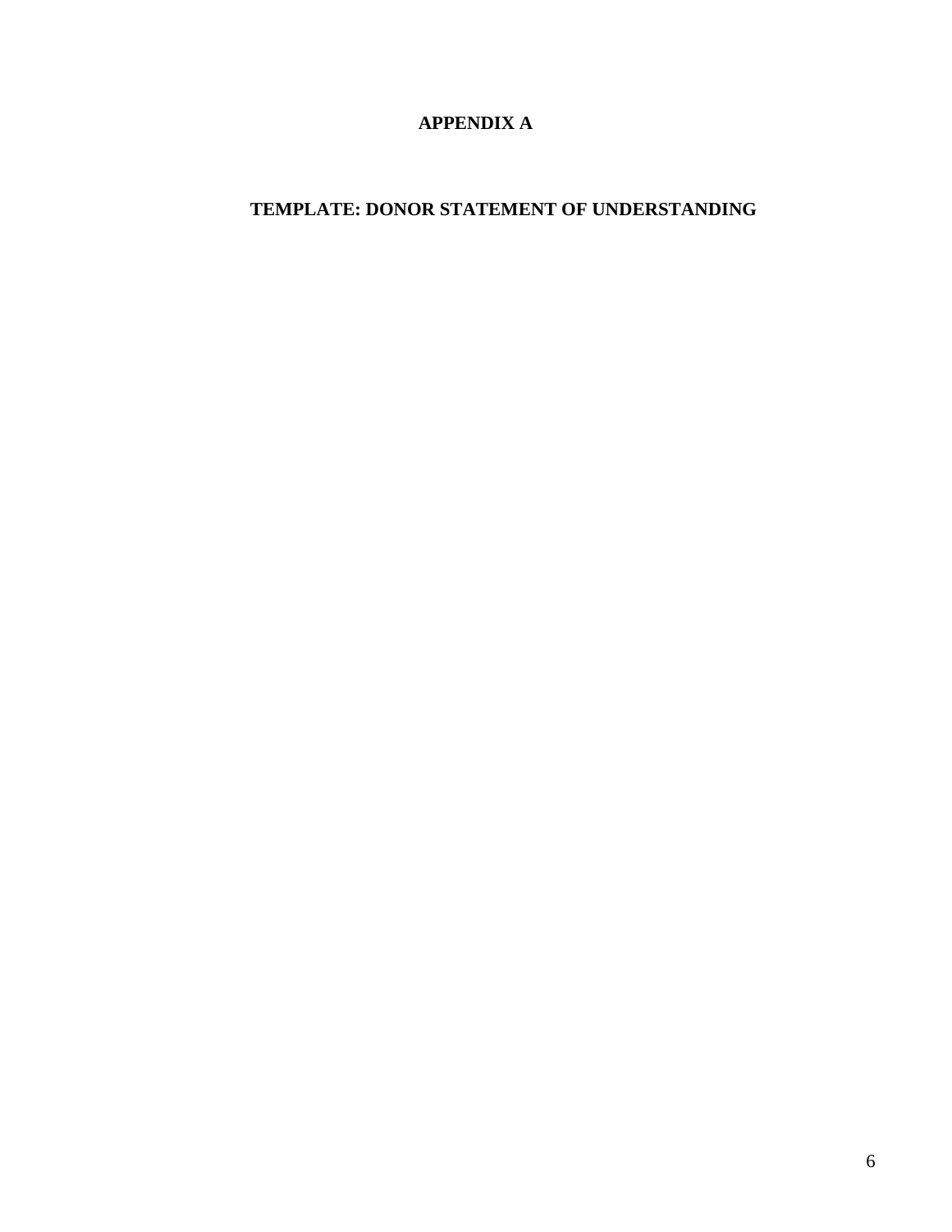# APPENDIX A

## TEMPLATE: DONOR STATEMENT OF UNDERSTANDING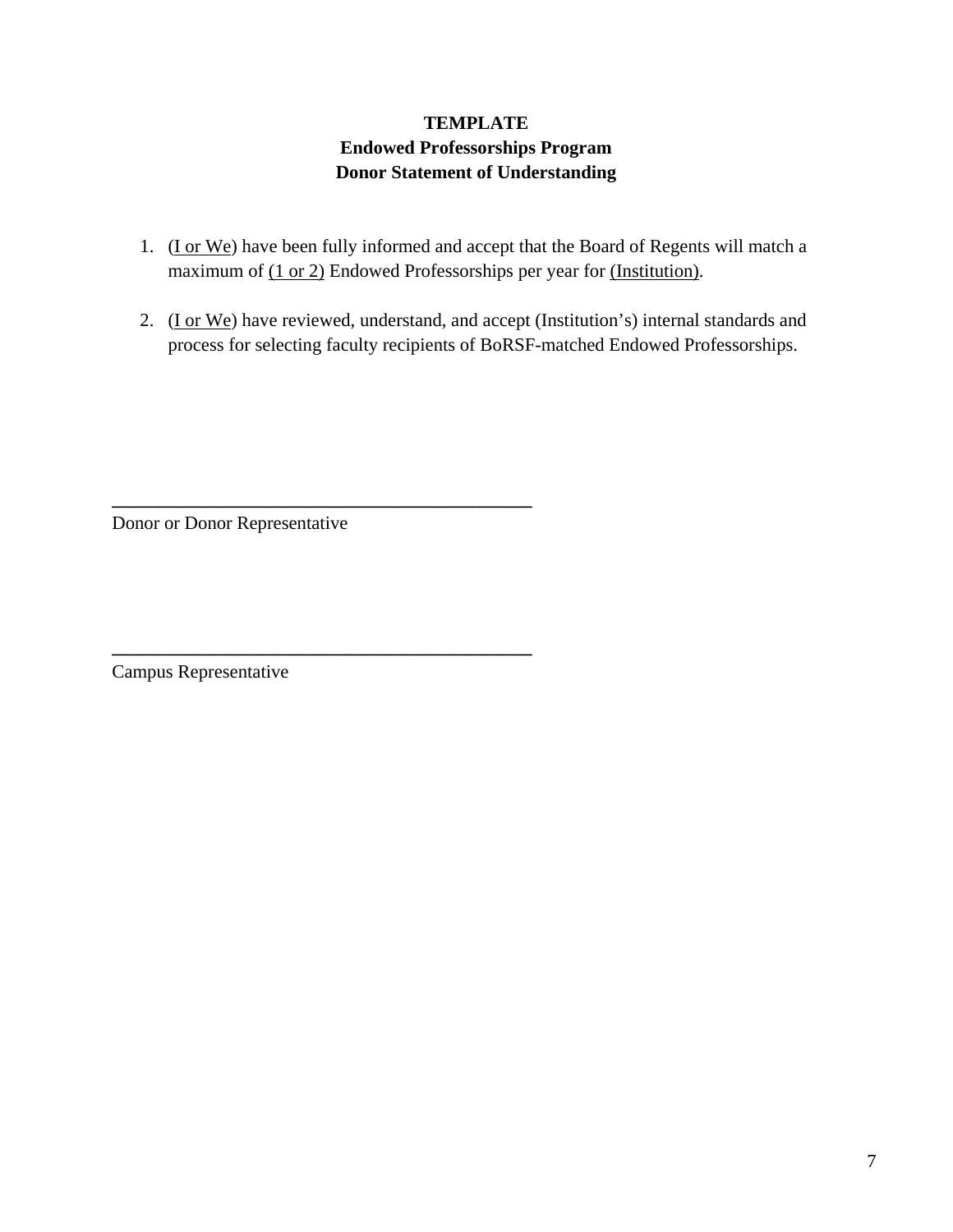**TEMPLATE**
**Endowed Professorships Program**
**Donor Statement of Understanding**

1. (<u>I or We</u>) have been fully informed and accept that the Board of Regents will match a maximum of <u>(1 or 2)</u> Endowed Professorships per year for <u>(Institution)</u>.

2. (<u>I or We</u>) have reviewed, understand, and accept (Institution's) internal standards and process for selecting faculty recipients of BoRSF-matched Endowed Professorships.

\_\_\_\_\_\_\_\_\_\_\_\_\_\_\_\_\_\_\_\_\_\_\_\_\_\_\_\_\_\_\_\_\_\_\_\_\_\_\_\_\_\_\_\_

Donor or Donor Representative

\_\_\_\_\_\_\_\_\_\_\_\_\_\_\_\_\_\_\_\_\_\_\_\_\_\_\_\_\_\_\_\_\_\_\_\_\_\_\_\_\_\_\_\_

Campus Representative